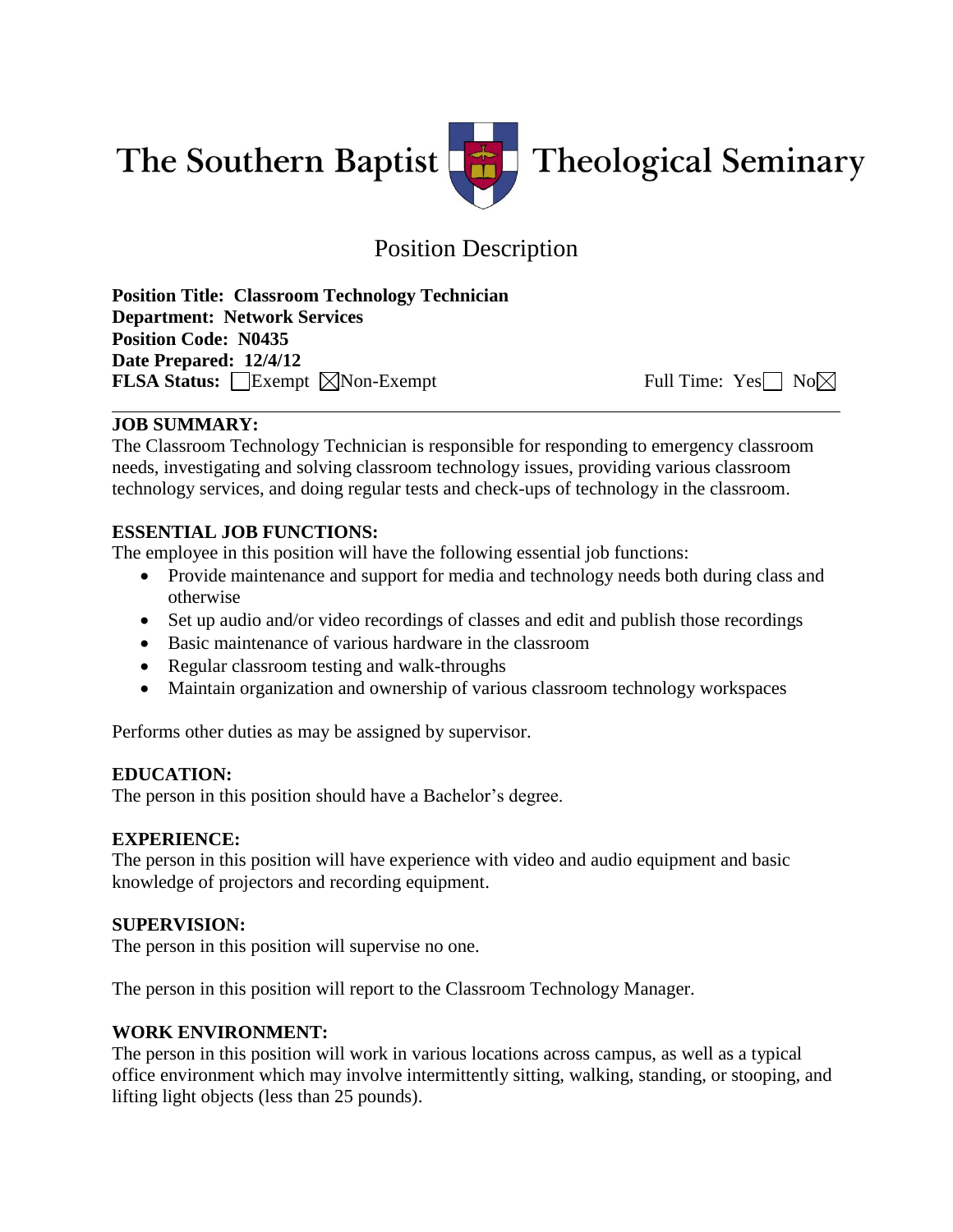# The Southern Baptist Theological Seminary

## Position Description

**Position Title: Classroom Technology Technician**
**Department: Network Services**
**Position Code: N0435**
**Date Prepared: 12/4/12**
**FLSA Status:** ☐ Exempt ☒ Non-Exempt    Full Time: Yes ☐ No ☒

---

**JOB SUMMARY:**
The Classroom Technology Technician is responsible for responding to emergency classroom needs, investigating and solving classroom technology issues, providing various classroom technology services, and doing regular tests and check-ups of technology in the classroom.

**ESSENTIAL JOB FUNCTIONS:**
The employee in this position will have the following essential job functions:

- Provide maintenance and support for media and technology needs both during class and otherwise
- Set up audio and/or video recordings of classes and edit and publish those recordings
- Basic maintenance of various hardware in the classroom
- Regular classroom testing and walk-throughs
- Maintain organization and ownership of various classroom technology workspaces

Performs other duties as may be assigned by supervisor.

**EDUCATION:**
The person in this position should have a Bachelor's degree.

**EXPERIENCE:**
The person in this position will have experience with video and audio equipment and basic knowledge of projectors and recording equipment.

**SUPERVISION:**
The person in this position will supervise no one.

The person in this position will report to the Classroom Technology Manager.

**WORK ENVIRONMENT:**
The person in this position will work in various locations across campus, as well as a typical office environment which may involve intermittently sitting, walking, standing, or stooping, and lifting light objects (less than 25 pounds).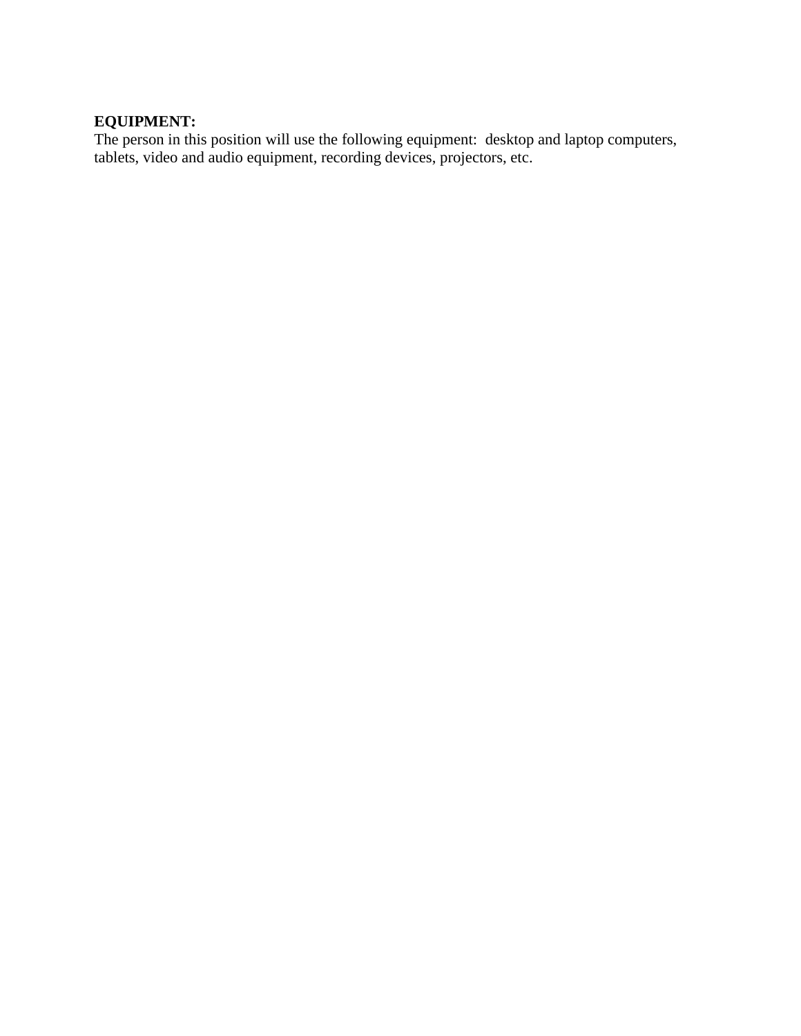**EQUIPMENT:**
The person in this position will use the following equipment: desktop and laptop computers, tablets, video and audio equipment, recording devices, projectors, etc.